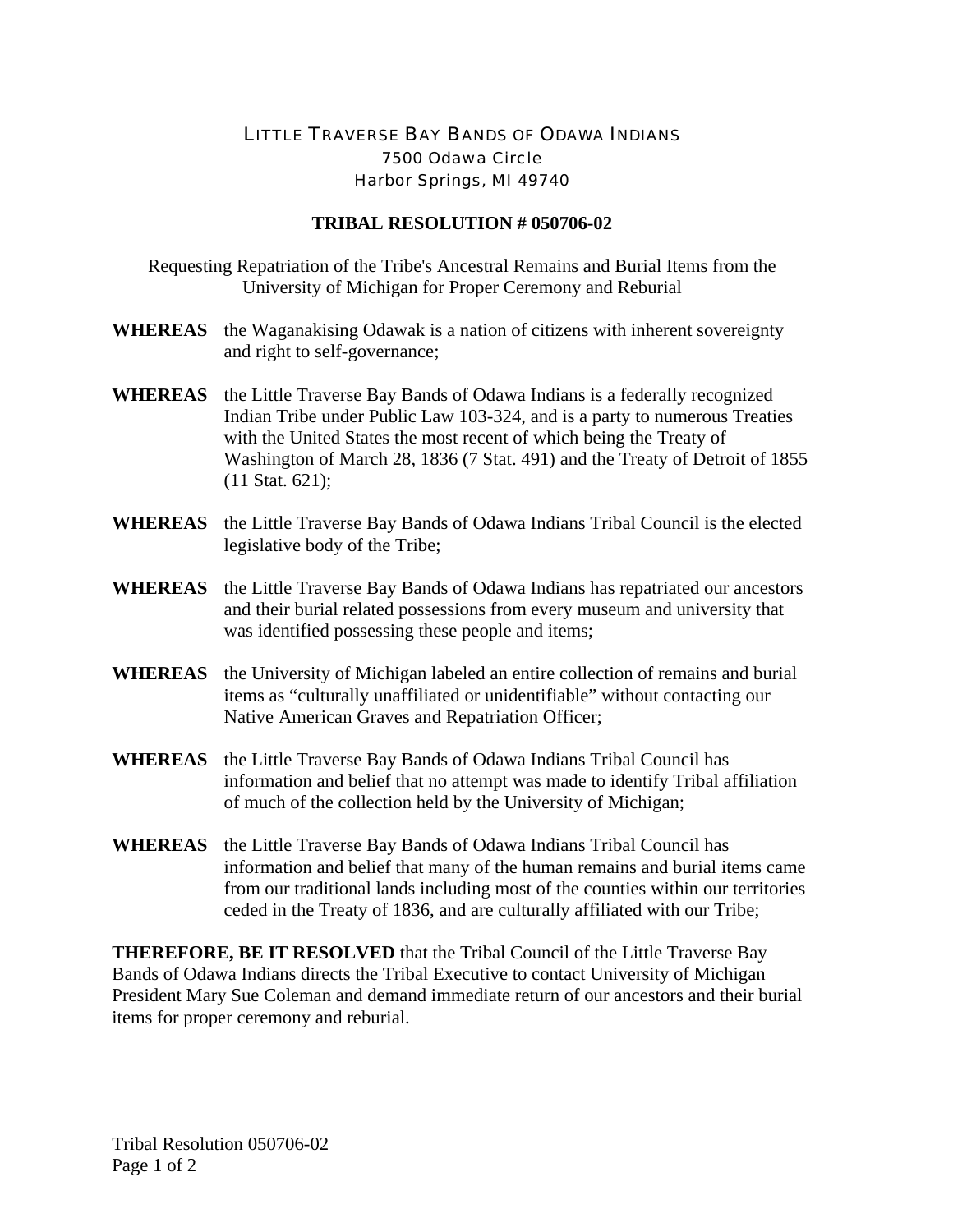LITTLE TRAVERSE BAY BANDS OF ODAWA INDIANS
7500 Odawa Circle
Harbor Springs, MI 49740

# TRIBAL RESOLUTION # 050706-02

Requesting Repatriation of the Tribe's Ancestral Remains and Burial Items from the University of Michigan for Proper Ceremony and Reburial

**WHEREAS** the Waganakising Odawak is a nation of citizens with inherent sovereignty and right to self-governance;

**WHEREAS** the Little Traverse Bay Bands of Odawa Indians is a federally recognized Indian Tribe under Public Law 103-324, and is a party to numerous Treaties with the United States the most recent of which being the Treaty of Washington of March 28, 1836 (7 Stat. 491) and the Treaty of Detroit of 1855 (11 Stat. 621);

**WHEREAS** the Little Traverse Bay Bands of Odawa Indians Tribal Council is the elected legislative body of the Tribe;

**WHEREAS** the Little Traverse Bay Bands of Odawa Indians has repatriated our ancestors and their burial related possessions from every museum and university that was identified possessing these people and items;

**WHEREAS** the University of Michigan labeled an entire collection of remains and burial items as "culturally unaffiliated or unidentifiable" without contacting our Native American Graves and Repatriation Officer;

**WHEREAS** the Little Traverse Bay Bands of Odawa Indians Tribal Council has information and belief that no attempt was made to identify Tribal affiliation of much of the collection held by the University of Michigan;

**WHEREAS** the Little Traverse Bay Bands of Odawa Indians Tribal Council has information and belief that many of the human remains and burial items came from our traditional lands including most of the counties within our territories ceded in the Treaty of 1836, and are culturally affiliated with our Tribe;

**THEREFORE, BE IT RESOLVED** that the Tribal Council of the Little Traverse Bay Bands of Odawa Indians directs the Tribal Executive to contact University of Michigan President Mary Sue Coleman and demand immediate return of our ancestors and their burial items for proper ceremony and reburial.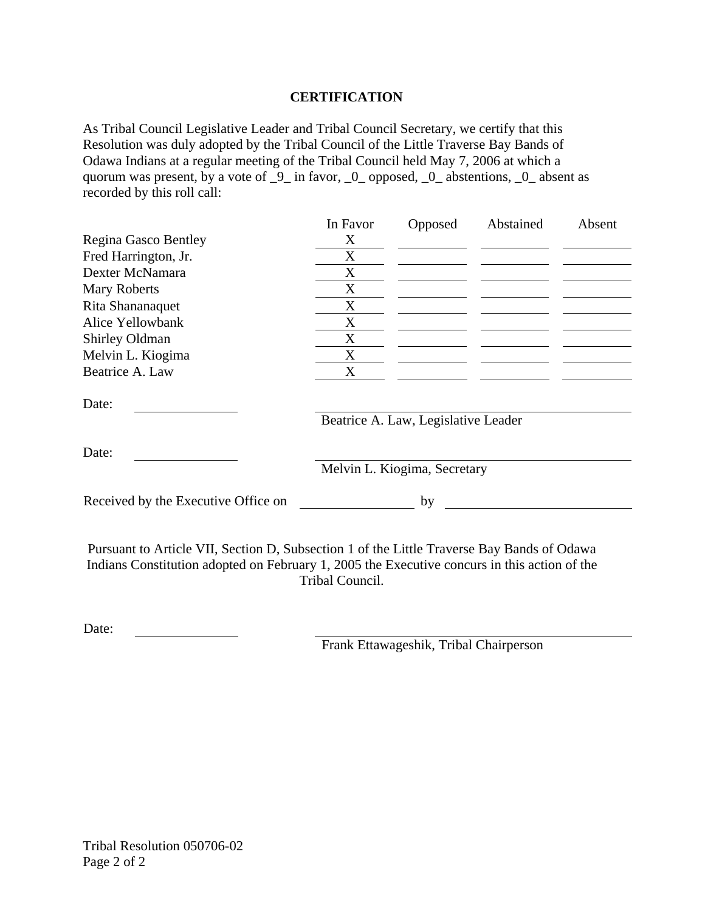**CERTIFICATION**

As Tribal Council Legislative Leader and Tribal Council Secretary, we certify that this Resolution was duly adopted by the Tribal Council of the Little Traverse Bay Bands of Odawa Indians at a regular meeting of the Tribal Council held May 7, 2006 at which a quorum was present, by a vote of _9_ in favor, _0_ opposed, _0_ abstentions, _0_ absent as recorded by this roll call:

| | In Favor | Opposed | Abstained | Absent |
|---|---|---|---|---|
| Regina Gasco Bentley | X | | | |
| Fred Harrington, Jr. | X | | | |
| Dexter McNamara | X | | | |
| Mary Roberts | X | | | |
| Rita Shananaquet | X | | | |
| Alice Yellowbank | X | | | |
| Shirley Oldman | X | | | |
| Melvin L. Kiogima | X | | | |
| Beatrice A. Law | X | | | |

Date: ______________ ____________________________________
Beatrice A. Law, Legislative Leader

Date: ______________ ____________________________________
Melvin L. Kiogima, Secretary

Received by the Executive Office on ______________ by ______________________

Pursuant to Article VII, Section D, Subsection 1 of the Little Traverse Bay Bands of Odawa Indians Constitution adopted on February 1, 2005 the Executive concurs in this action of the Tribal Council.

Date: ______________ ____________________________________
Frank Ettawageshik, Tribal Chairperson

Tribal Resolution 050706-02